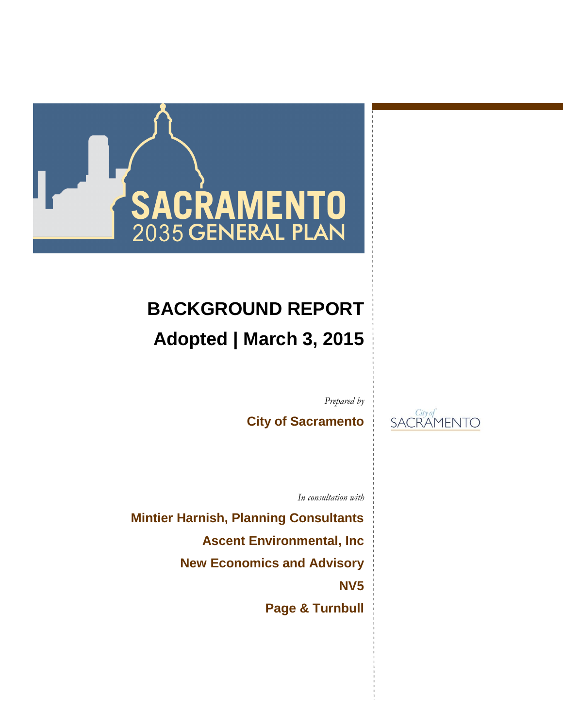# SACRAMENTO 2035 GENERAL PLAN

# BACKGROUND REPORT

## Adopted | March 3, 2015

*Prepared by*

**City of Sacramento**

City of SACRAMENTO

*In consultation with*

**Mintier Harnish, Planning Consultants**

**Ascent Environmental, Inc**

**New Economics and Advisory**

**NV5**

**Page & Turnbull**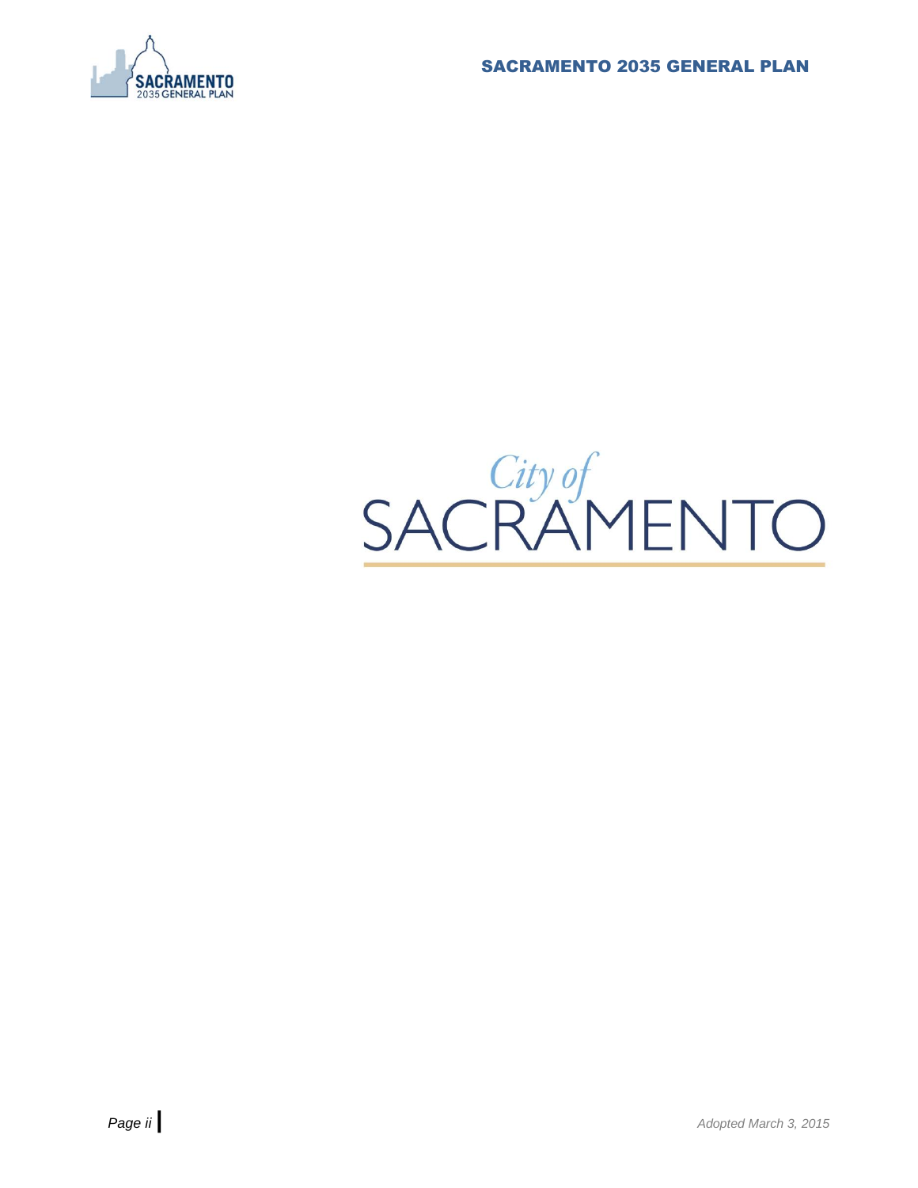City of

SACRAMENTO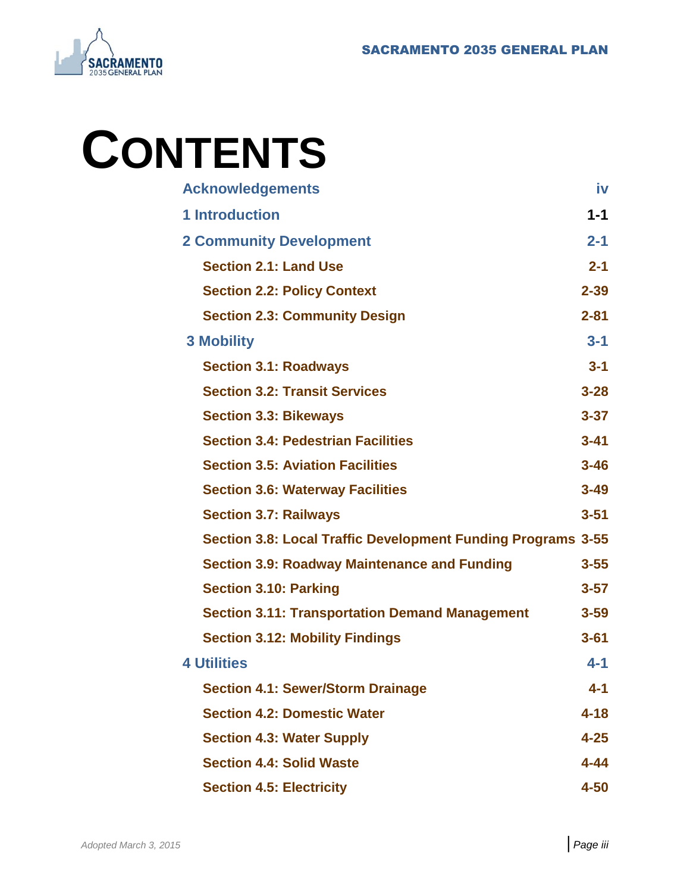# CONTENTS

| | |
|---|---|
| **Acknowledgements** | **iv** |
| **1 Introduction** | **1-1** |
| **2 Community Development** | **2-1** |
| **Section 2.1: Land Use** | **2-1** |
| **Section 2.2: Policy Context** | **2-39** |
| **Section 2.3: Community Design** | **2-81** |
| **3 Mobility** | **3-1** |
| **Section 3.1: Roadways** | **3-1** |
| **Section 3.2: Transit Services** | **3-28** |
| **Section 3.3: Bikeways** | **3-37** |
| **Section 3.4: Pedestrian Facilities** | **3-41** |
| **Section 3.5: Aviation Facilities** | **3-46** |
| **Section 3.6: Waterway Facilities** | **3-49** |
| **Section 3.7: Railways** | **3-51** |
| **Section 3.8: Local Traffic Development Funding Programs** | **3-55** |
| **Section 3.9: Roadway Maintenance and Funding** | **3-55** |
| **Section 3.10: Parking** | **3-57** |
| **Section 3.11: Transportation Demand Management** | **3-59** |
| **Section 3.12: Mobility Findings** | **3-61** |
| **4 Utilities** | **4-1** |
| **Section 4.1: Sewer/Storm Drainage** | **4-1** |
| **Section 4.2: Domestic Water** | **4-18** |
| **Section 4.3: Water Supply** | **4-25** |
| **Section 4.4: Solid Waste** | **4-44** |
| **Section 4.5: Electricity** | **4-50** |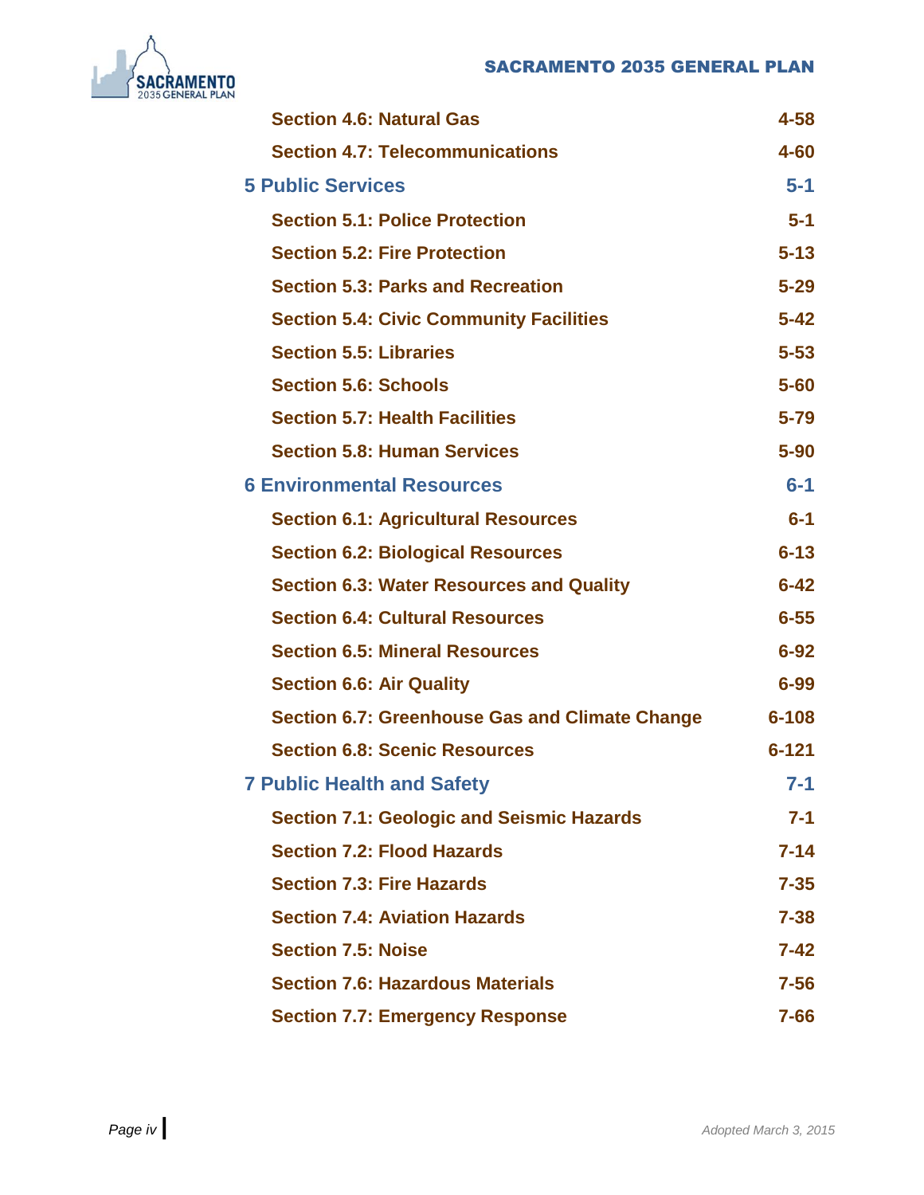| | |
|---|---|
| **Section 4.6: Natural Gas** | **4-58** |
| **Section 4.7: Telecommunications** | **4-60** |
| **5 Public Services** | **5-1** |
| **Section 5.1: Police Protection** | **5-1** |
| **Section 5.2: Fire Protection** | **5-13** |
| **Section 5.3: Parks and Recreation** | **5-29** |
| **Section 5.4: Civic Community Facilities** | **5-42** |
| **Section 5.5: Libraries** | **5-53** |
| **Section 5.6: Schools** | **5-60** |
| **Section 5.7: Health Facilities** | **5-79** |
| **Section 5.8: Human Services** | **5-90** |
| **6 Environmental Resources** | **6-1** |
| **Section 6.1: Agricultural Resources** | **6-1** |
| **Section 6.2: Biological Resources** | **6-13** |
| **Section 6.3: Water Resources and Quality** | **6-42** |
| **Section 6.4: Cultural Resources** | **6-55** |
| **Section 6.5: Mineral Resources** | **6-92** |
| **Section 6.6: Air Quality** | **6-99** |
| **Section 6.7: Greenhouse Gas and Climate Change** | **6-108** |
| **Section 6.8: Scenic Resources** | **6-121** |
| **7 Public Health and Safety** | **7-1** |
| **Section 7.1: Geologic and Seismic Hazards** | **7-1** |
| **Section 7.2: Flood Hazards** | **7-14** |
| **Section 7.3: Fire Hazards** | **7-35** |
| **Section 7.4: Aviation Hazards** | **7-38** |
| **Section 7.5: Noise** | **7-42** |
| **Section 7.6: Hazardous Materials** | **7-56** |
| **Section 7.7: Emergency Response** | **7-66** |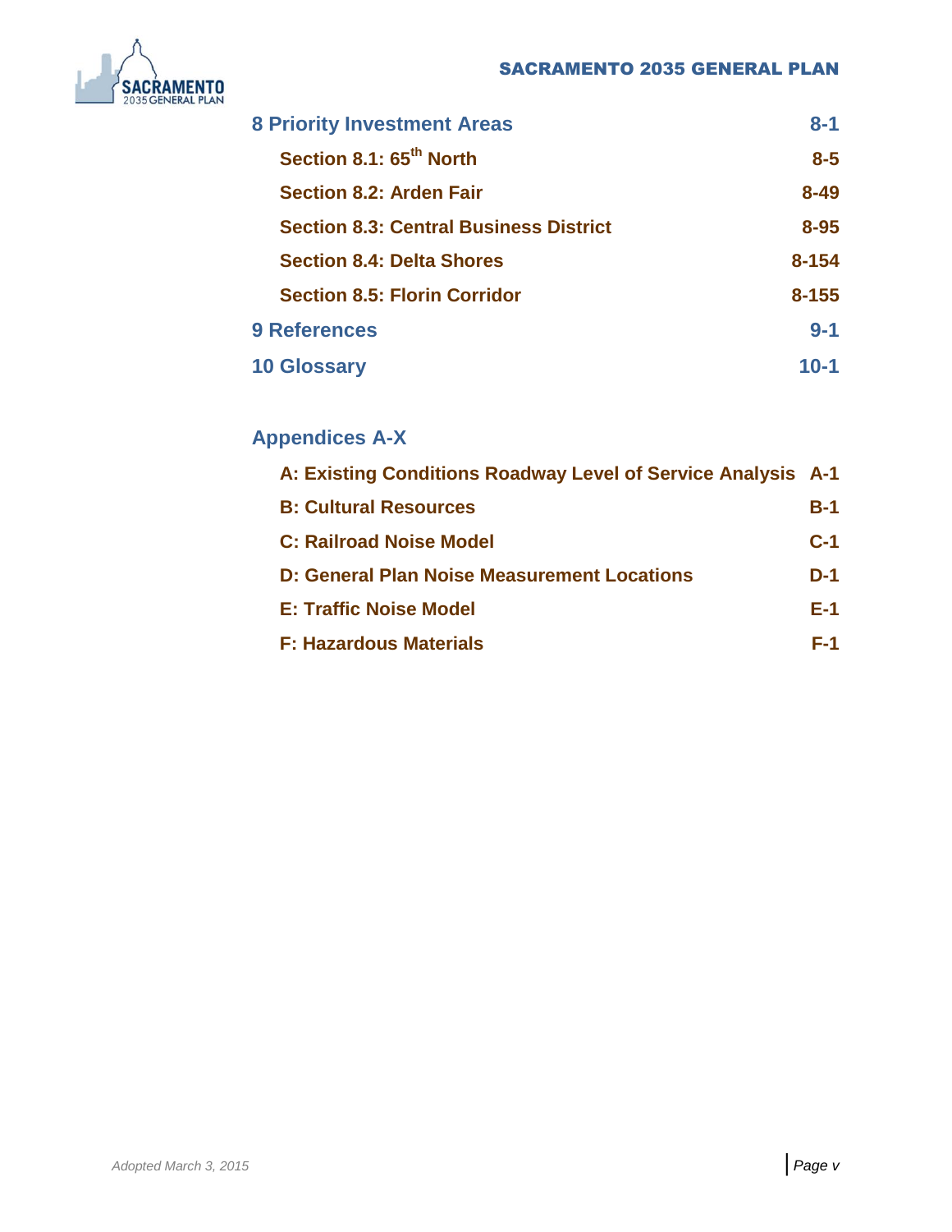| | |
|---|---|
| **8 Priority Investment Areas** | **8-1** |
| **Section 8.1: 65th North** | **8-5** |
| **Section 8.2: Arden Fair** | **8-49** |
| **Section 8.3: Central Business District** | **8-95** |
| **Section 8.4: Delta Shores** | **8-154** |
| **Section 8.5: Florin Corridor** | **8-155** |
| **9 References** | **9-1** |
| **10 Glossary** | **10-1** |

## Appendices A-X

| | |
|---|---|
| **A: Existing Conditions Roadway Level of Service Analysis** | **A-1** |
| **B: Cultural Resources** | **B-1** |
| **C: Railroad Noise Model** | **C-1** |
| **D: General Plan Noise Measurement Locations** | **D-1** |
| **E: Traffic Noise Model** | **E-1** |
| **F: Hazardous Materials** | **F-1** |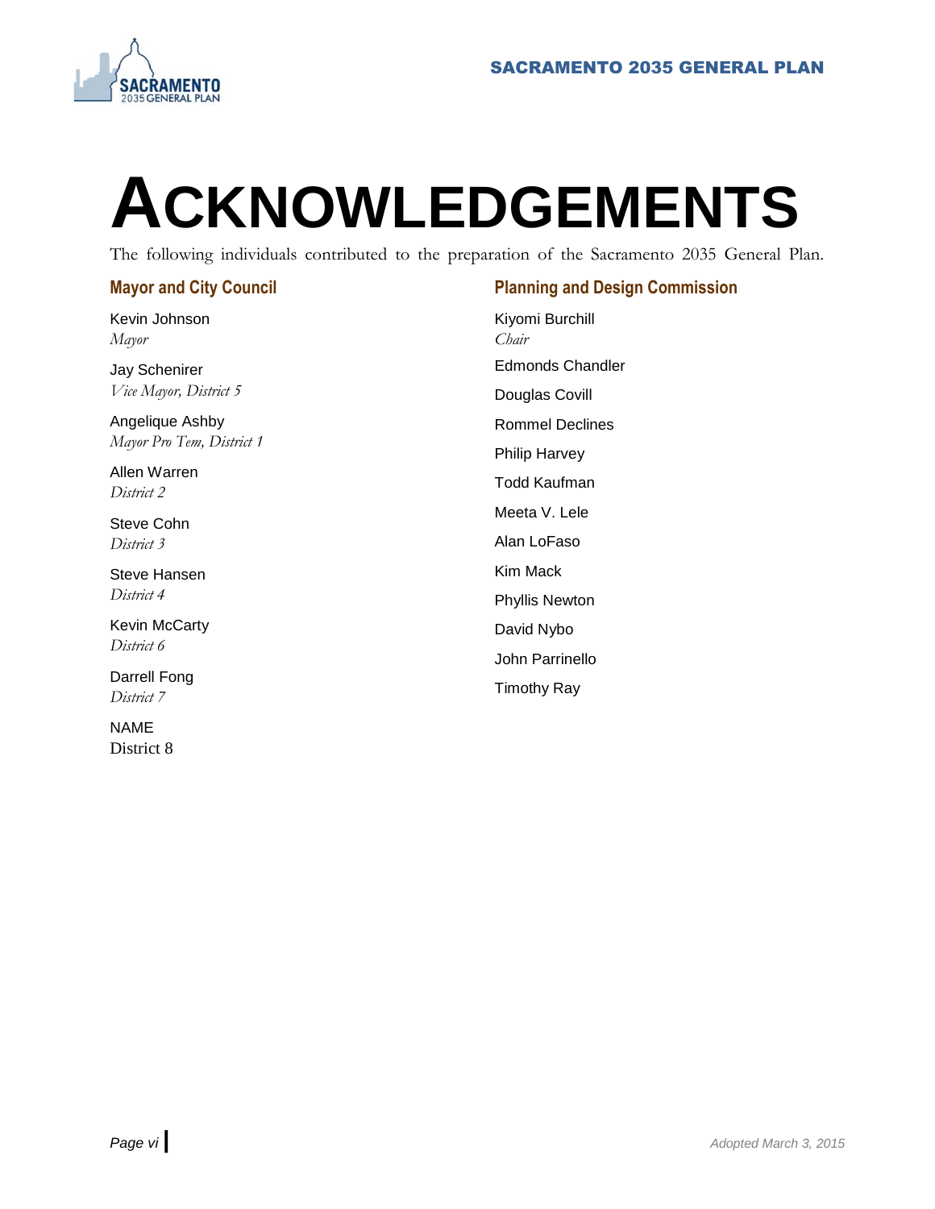# ACKNOWLEDGEMENTS

The following individuals contributed to the preparation of the Sacramento 2035 General Plan.

## Mayor and City Council

Kevin Johnson
*Mayor*

Jay Schenirer
*Vice Mayor, District 5*

Angelique Ashby
*Mayor Pro Tem, District 1*

Allen Warren
*District 2*

Steve Cohn
*District 3*

Steve Hansen
*District 4*

Kevin McCarty
*District 6*

Darrell Fong
*District 7*

NAME
District 8

## Planning and Design Commission

Kiyomi Burchill
*Chair*

Edmonds Chandler

Douglas Covill

Rommel Declines

Philip Harvey

Todd Kaufman

Meeta V. Lele

Alan LoFaso

Kim Mack

Phyllis Newton

David Nybo

John Parrinello

Timothy Ray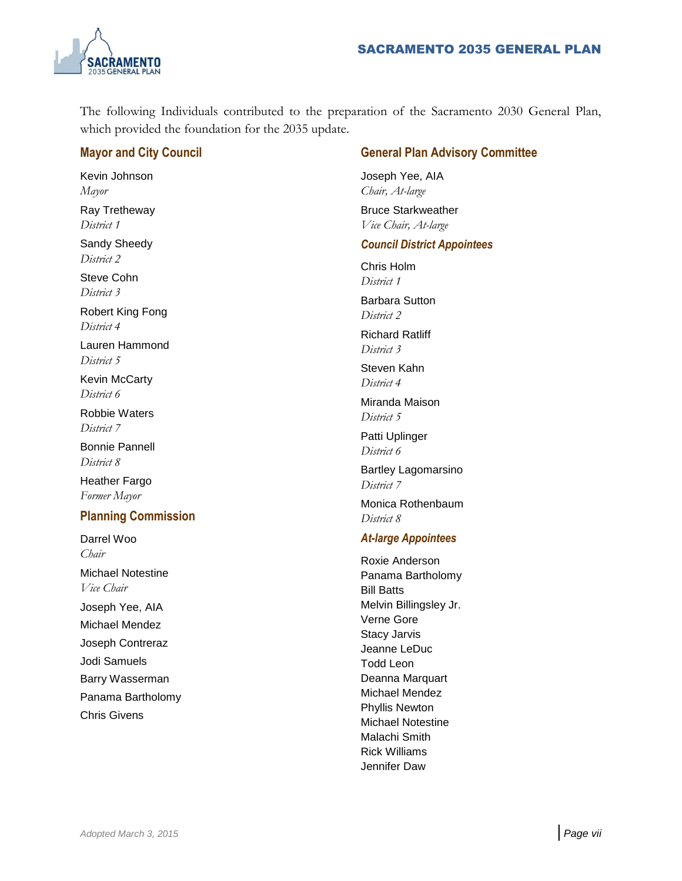The following Individuals contributed to the preparation of the Sacramento 2030 General Plan, which provided the foundation for the 2035 update.

## Mayor and City Council

Kevin Johnson
*Mayor*

Ray Tretheway
*District 1*

Sandy Sheedy
*District 2*

Steve Cohn
*District 3*

Robert King Fong
*District 4*

Lauren Hammond
*District 5*

Kevin McCarty
*District 6*

Robbie Waters
*District 7*

Bonnie Pannell
*District 8*

Heather Fargo
*Former Mayor*

## Planning Commission

Darrel Woo
*Chair*

Michael Notestine
*Vice Chair*

Joseph Yee, AIA

Michael Mendez

Joseph Contreraz

Jodi Samuels

Barry Wasserman

Panama Bartholomy

Chris Givens

## General Plan Advisory Committee

Joseph Yee, AIA
*Chair, At-large*

Bruce Starkweather
*Vice Chair, At-large*

### Council District Appointees

Chris Holm
*District 1*

Barbara Sutton
*District 2*

Richard Ratliff
*District 3*

Steven Kahn
*District 4*

Miranda Maison
*District 5*

Patti Uplinger
*District 6*

Bartley Lagomarsino
*District 7*

Monica Rothenbaum
*District 8*

### At-large Appointees

Roxie Anderson
Panama Bartholomy
Bill Batts
Melvin Billingsley Jr.
Verne Gore
Stacy Jarvis
Jeanne LeDuc
Todd Leon
Deanna Marquart
Michael Mendez
Phyllis Newton
Michael Notestine
Malachi Smith
Rick Williams
Jennifer Daw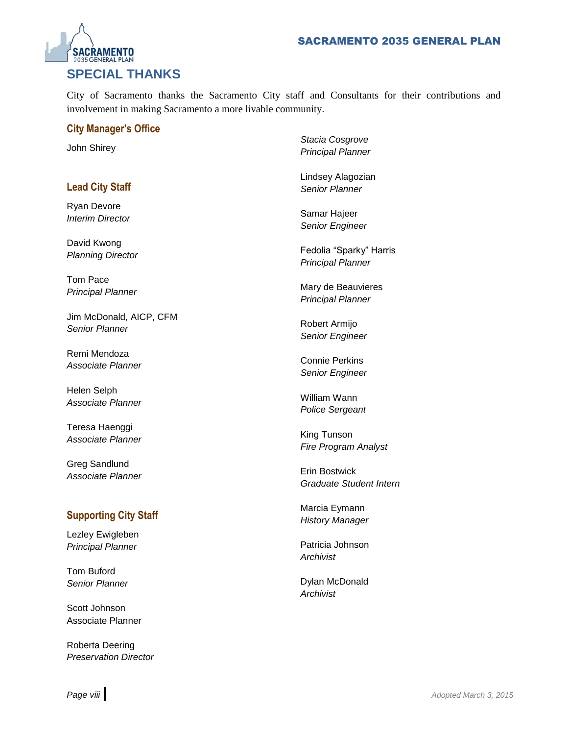## SPECIAL THANKS

City of Sacramento thanks the Sacramento City staff and Consultants for their contributions and involvement in making Sacramento a more livable community.

### City Manager's Office

John Shirey

### Lead City Staff

Ryan Devore
*Interim Director*

David Kwong
*Planning Director*

Tom Pace
*Principal Planner*

Jim McDonald, AICP, CFM
*Senior Planner*

Remi Mendoza
*Associate Planner*

Helen Selph
*Associate Planner*

Teresa Haenggi
*Associate Planner*

Greg Sandlund
*Associate Planner*

### Supporting City Staff

Lezley Ewigleben
*Principal Planner*

Tom Buford
*Senior Planner*

Scott Johnson
Associate Planner

Roberta Deering
*Preservation Director*

*Stacia Cosgrove*
*Principal Planner*

Lindsey Alagozian
*Senior Planner*

Samar Hajeer
*Senior Engineer*

Fedolia "Sparky" Harris
*Principal Planner*

Mary de Beauvieres
*Principal Planner*

Robert Armijo
*Senior Engineer*

Connie Perkins
*Senior Engineer*

William Wann
*Police Sergeant*

King Tunson
*Fire Program Analyst*

Erin Bostwick
*Graduate Student Intern*

Marcia Eymann
*History Manager*

Patricia Johnson
*Archivist*

Dylan McDonald
*Archivist*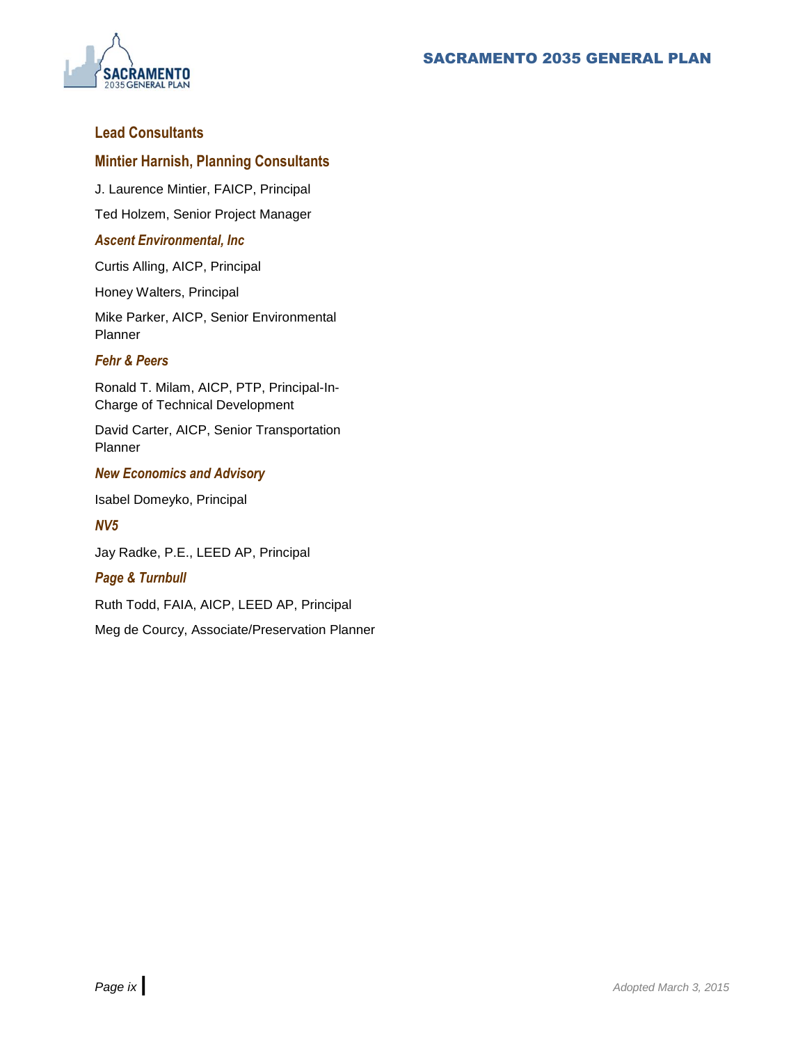## Lead Consultants

### Mintier Harnish, Planning Consultants

J. Laurence Mintier, FAICP, Principal

Ted Holzem, Senior Project Manager

#### *Ascent Environmental, Inc*

Curtis Alling, AICP, Principal

Honey Walters, Principal

Mike Parker, AICP, Senior Environmental Planner

#### *Fehr & Peers*

Ronald T. Milam, AICP, PTP, Principal-In-Charge of Technical Development

David Carter, AICP, Senior Transportation Planner

#### *New Economics and Advisory*

Isabel Domeyko, Principal

#### *NV5*

Jay Radke, P.E., LEED AP, Principal

#### *Page & Turnbull*

Ruth Todd, FAIA, AICP, LEED AP, Principal

Meg de Courcy, Associate/Preservation Planner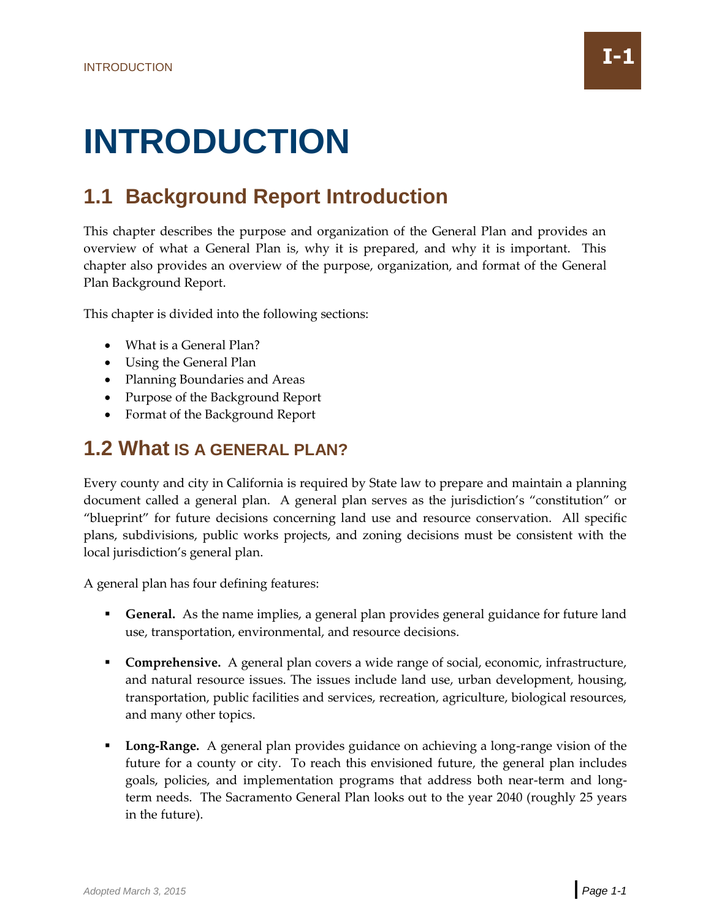# INTRODUCTION

## 1.1 Background Report Introduction

This chapter describes the purpose and organization of the General Plan and provides an overview of what a General Plan is, why it is prepared, and why it is important. This chapter also provides an overview of the purpose, organization, and format of the General Plan Background Report.

This chapter is divided into the following sections:

- What is a General Plan?
- Using the General Plan
- Planning Boundaries and Areas
- Purpose of the Background Report
- Format of the Background Report

## 1.2 What IS A GENERAL PLAN?

Every county and city in California is required by State law to prepare and maintain a planning document called a general plan. A general plan serves as the jurisdiction's "constitution" or "blueprint" for future decisions concerning land use and resource conservation. All specific plans, subdivisions, public works projects, and zoning decisions must be consistent with the local jurisdiction's general plan.

A general plan has four defining features:

- **General.** As the name implies, a general plan provides general guidance for future land use, transportation, environmental, and resource decisions.
- **Comprehensive.** A general plan covers a wide range of social, economic, infrastructure, and natural resource issues. The issues include land use, urban development, housing, transportation, public facilities and services, recreation, agriculture, biological resources, and many other topics.
- **Long-Range.** A general plan provides guidance on achieving a long-range vision of the future for a county or city. To reach this envisioned future, the general plan includes goals, policies, and implementation programs that address both near-term and long-term needs. The Sacramento General Plan looks out to the year 2040 (roughly 25 years in the future).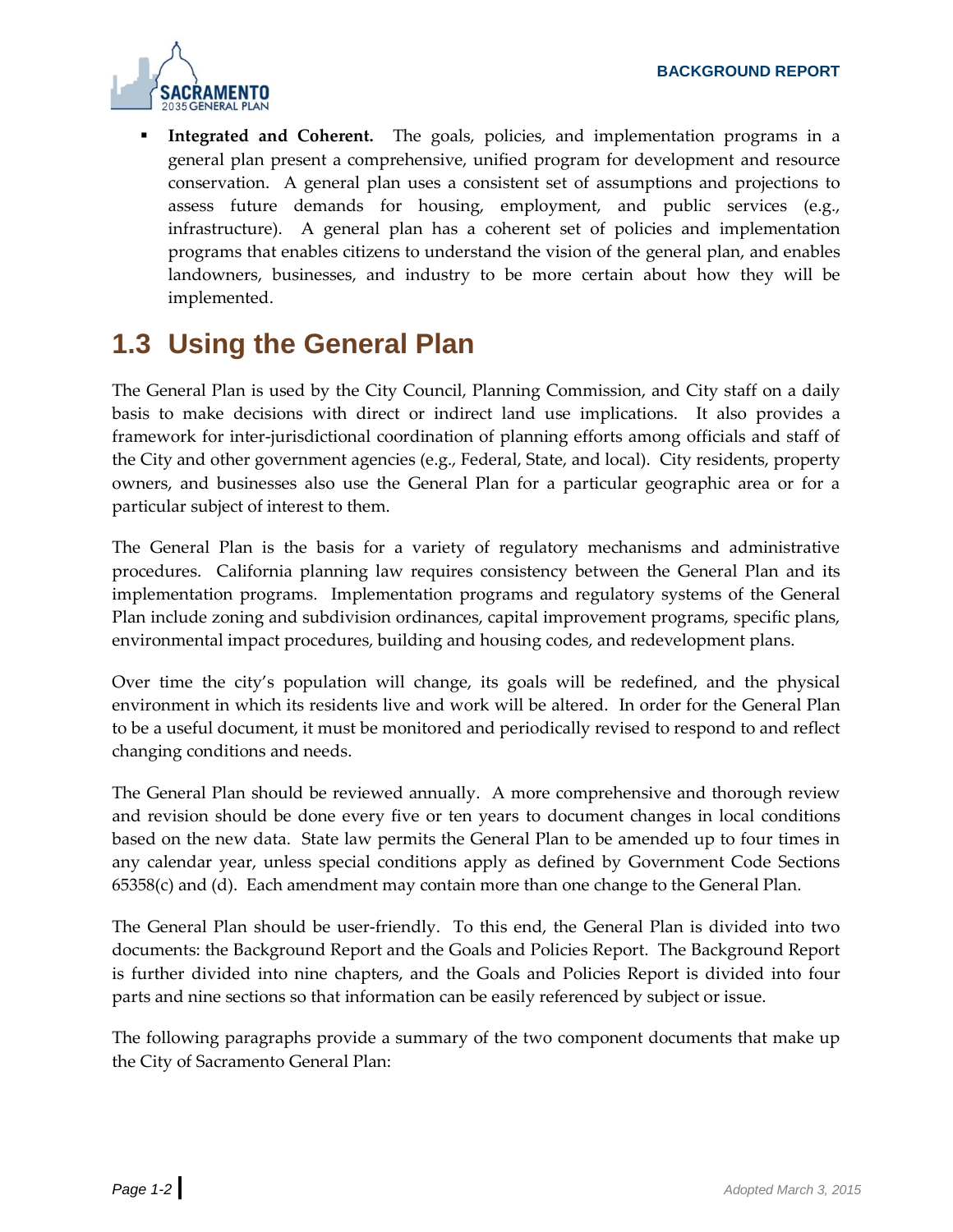- **Integrated and Coherent.** The goals, policies, and implementation programs in a general plan present a comprehensive, unified program for development and resource conservation. A general plan uses a consistent set of assumptions and projections to assess future demands for housing, employment, and public services (e.g., infrastructure). A general plan has a coherent set of policies and implementation programs that enables citizens to understand the vision of the general plan, and enables landowners, businesses, and industry to be more certain about how they will be implemented.

## 1.3 Using the General Plan

The General Plan is used by the City Council, Planning Commission, and City staff on a daily basis to make decisions with direct or indirect land use implications. It also provides a framework for inter-jurisdictional coordination of planning efforts among officials and staff of the City and other government agencies (e.g., Federal, State, and local). City residents, property owners, and businesses also use the General Plan for a particular geographic area or for a particular subject of interest to them.

The General Plan is the basis for a variety of regulatory mechanisms and administrative procedures. California planning law requires consistency between the General Plan and its implementation programs. Implementation programs and regulatory systems of the General Plan include zoning and subdivision ordinances, capital improvement programs, specific plans, environmental impact procedures, building and housing codes, and redevelopment plans.

Over time the city's population will change, its goals will be redefined, and the physical environment in which its residents live and work will be altered. In order for the General Plan to be a useful document, it must be monitored and periodically revised to respond to and reflect changing conditions and needs.

The General Plan should be reviewed annually. A more comprehensive and thorough review and revision should be done every five or ten years to document changes in local conditions based on the new data. State law permits the General Plan to be amended up to four times in any calendar year, unless special conditions apply as defined by Government Code Sections 65358(c) and (d). Each amendment may contain more than one change to the General Plan.

The General Plan should be user-friendly. To this end, the General Plan is divided into two documents: the Background Report and the Goals and Policies Report. The Background Report is further divided into nine chapters, and the Goals and Policies Report is divided into four parts and nine sections so that information can be easily referenced by subject or issue.

The following paragraphs provide a summary of the two component documents that make up the City of Sacramento General Plan: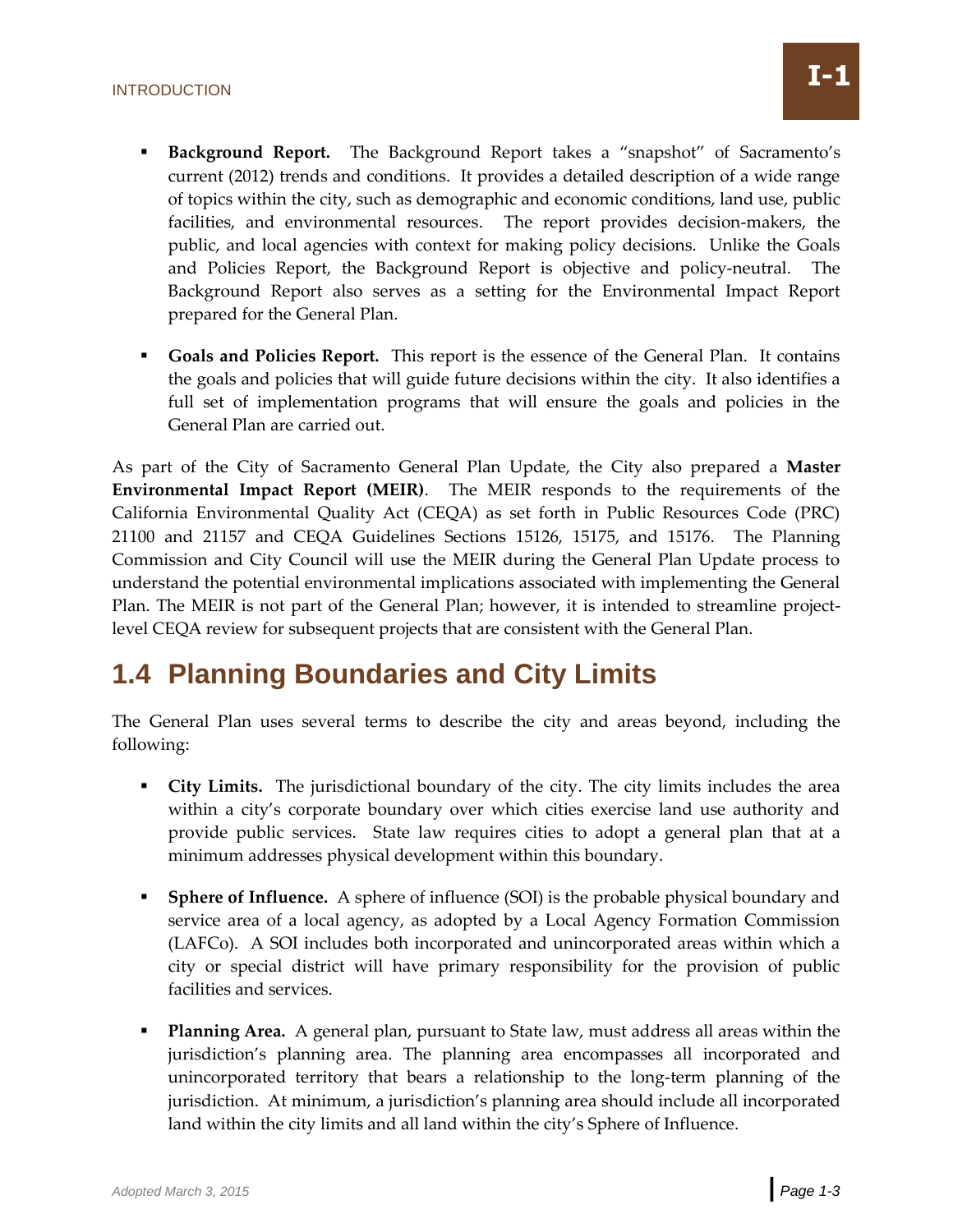- **Background Report.** The Background Report takes a "snapshot" of Sacramento's current (2012) trends and conditions. It provides a detailed description of a wide range of topics within the city, such as demographic and economic conditions, land use, public facilities, and environmental resources. The report provides decision-makers, the public, and local agencies with context for making policy decisions. Unlike the Goals and Policies Report, the Background Report is objective and policy-neutral. The Background Report also serves as a setting for the Environmental Impact Report prepared for the General Plan.

- **Goals and Policies Report.** This report is the essence of the General Plan. It contains the goals and policies that will guide future decisions within the city. It also identifies a full set of implementation programs that will ensure the goals and policies in the General Plan are carried out.

As part of the City of Sacramento General Plan Update, the City also prepared a **Master Environmental Impact Report (MEIR)**. The MEIR responds to the requirements of the California Environmental Quality Act (CEQA) as set forth in Public Resources Code (PRC) 21100 and 21157 and CEQA Guidelines Sections 15126, 15175, and 15176. The Planning Commission and City Council will use the MEIR during the General Plan Update process to understand the potential environmental implications associated with implementing the General Plan. The MEIR is not part of the General Plan; however, it is intended to streamline project-level CEQA review for subsequent projects that are consistent with the General Plan.

## 1.4 Planning Boundaries and City Limits

The General Plan uses several terms to describe the city and areas beyond, including the following:

- **City Limits.** The jurisdictional boundary of the city. The city limits includes the area within a city's corporate boundary over which cities exercise land use authority and provide public services. State law requires cities to adopt a general plan that at a minimum addresses physical development within this boundary.

- **Sphere of Influence.** A sphere of influence (SOI) is the probable physical boundary and service area of a local agency, as adopted by a Local Agency Formation Commission (LAFCo). A SOI includes both incorporated and unincorporated areas within which a city or special district will have primary responsibility for the provision of public facilities and services.

- **Planning Area.** A general plan, pursuant to State law, must address all areas within the jurisdiction's planning area. The planning area encompasses all incorporated and unincorporated territory that bears a relationship to the long-term planning of the jurisdiction. At minimum, a jurisdiction's planning area should include all incorporated land within the city limits and all land within the city's Sphere of Influence.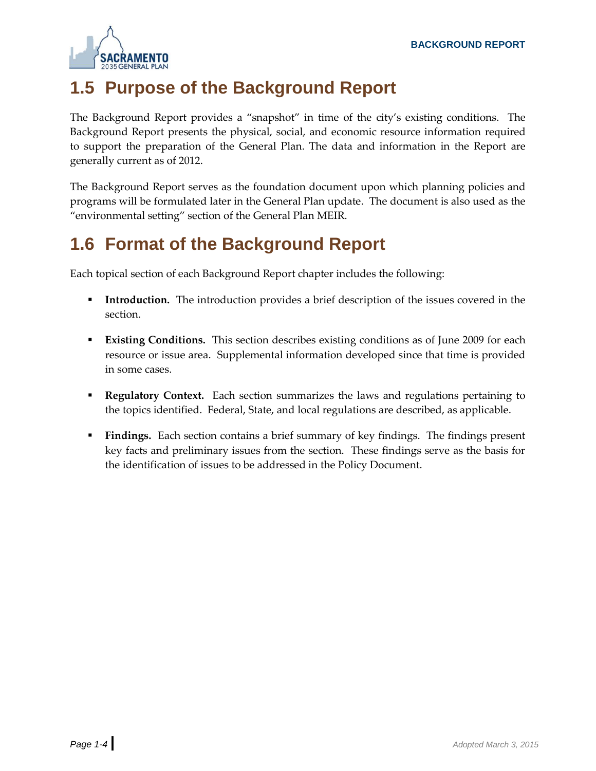## 1.5 Purpose of the Background Report

The Background Report provides a "snapshot" in time of the city's existing conditions. The Background Report presents the physical, social, and economic resource information required to support the preparation of the General Plan. The data and information in the Report are generally current as of 2012.

The Background Report serves as the foundation document upon which planning policies and programs will be formulated later in the General Plan update. The document is also used as the "environmental setting" section of the General Plan MEIR.

## 1.6 Format of the Background Report

Each topical section of each Background Report chapter includes the following:

- **Introduction.** The introduction provides a brief description of the issues covered in the section.
- **Existing Conditions.** This section describes existing conditions as of June 2009 for each resource or issue area. Supplemental information developed since that time is provided in some cases.
- **Regulatory Context.** Each section summarizes the laws and regulations pertaining to the topics identified. Federal, State, and local regulations are described, as applicable.
- **Findings.** Each section contains a brief summary of key findings. The findings present key facts and preliminary issues from the section. These findings serve as the basis for the identification of issues to be addressed in the Policy Document.